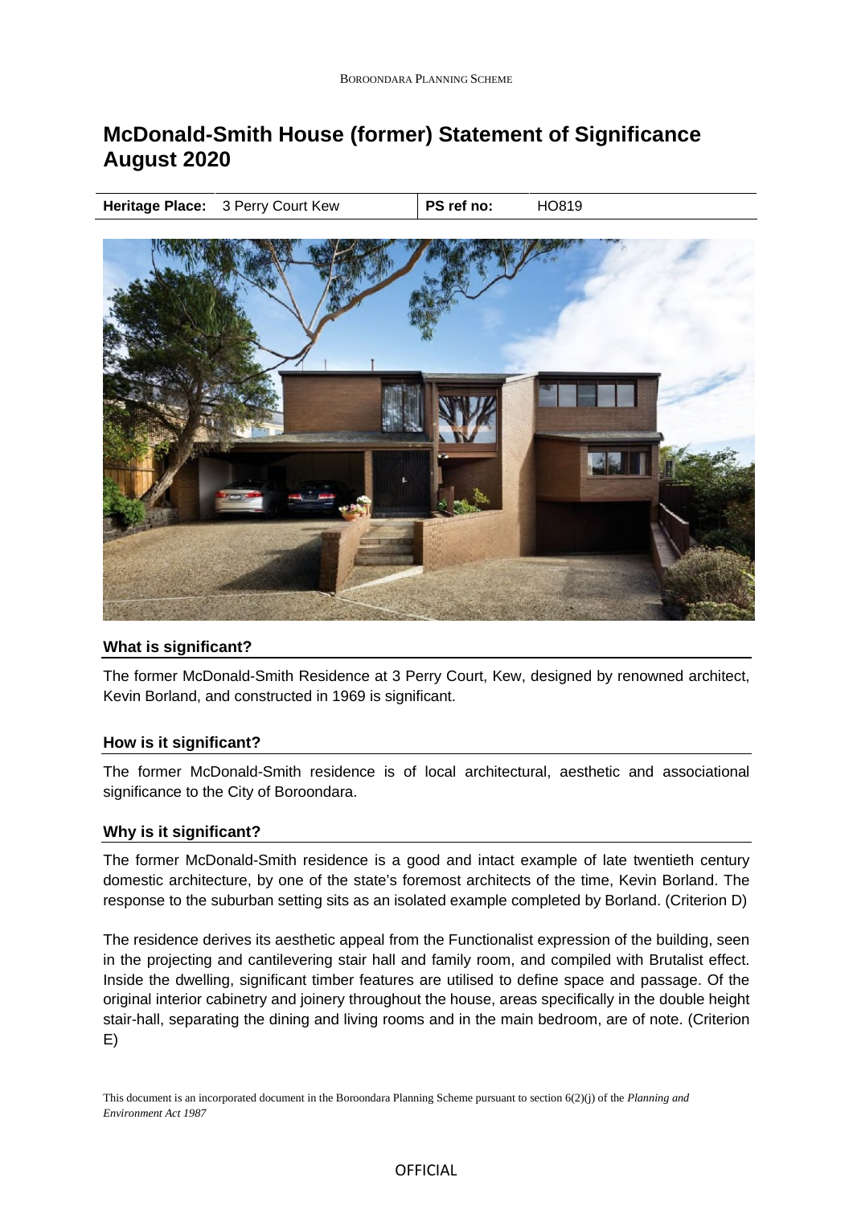# McDonald-Smith House (former) Statement of Significance August 2020

| Heritage Place: | 3 Perry Court Kew | PS ref no: | HO819 |
|---|---|---|---|

## What is significant?

The former McDonald-Smith Residence at 3 Perry Court, Kew, designed by renowned architect, Kevin Borland, and constructed in 1969 is significant.

## How is it significant?

The former McDonald-Smith residence is of local architectural, aesthetic and associational significance to the City of Boroondara.

## Why is it significant?

The former McDonald-Smith residence is a good and intact example of late twentieth century domestic architecture, by one of the state's foremost architects of the time, Kevin Borland. The response to the suburban setting sits as an isolated example completed by Borland. (Criterion D)

The residence derives its aesthetic appeal from the Functionalist expression of the building, seen in the projecting and cantilevering stair hall and family room, and compiled with Brutalist effect. Inside the dwelling, significant timber features are utilised to define space and passage. Of the original interior cabinetry and joinery throughout the house, areas specifically in the double height stair-hall, separating the dining and living rooms and in the main bedroom, are of note. (Criterion E)

This document is an incorporated document in the Boroondara Planning Scheme pursuant to section 6(2)(j) of the *Planning and Environment Act 1987*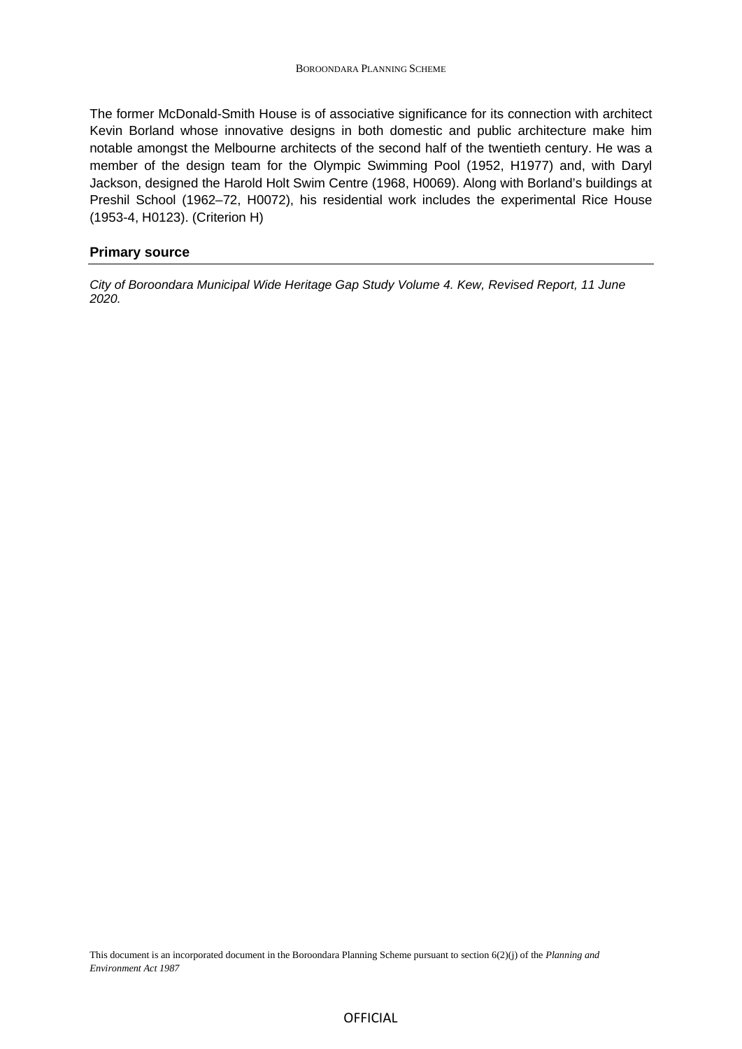The former McDonald-Smith House is of associative significance for its connection with architect Kevin Borland whose innovative designs in both domestic and public architecture make him notable amongst the Melbourne architects of the second half of the twentieth century. He was a member of the design team for the Olympic Swimming Pool (1952, H1977) and, with Daryl Jackson, designed the Harold Holt Swim Centre (1968, H0069). Along with Borland's buildings at Preshil School (1962–72, H0072), his residential work includes the experimental Rice House (1953-4, H0123). (Criterion H)

## Primary source

*City of Boroondara Municipal Wide Heritage Gap Study Volume 4. Kew, Revised Report, 11 June 2020.*